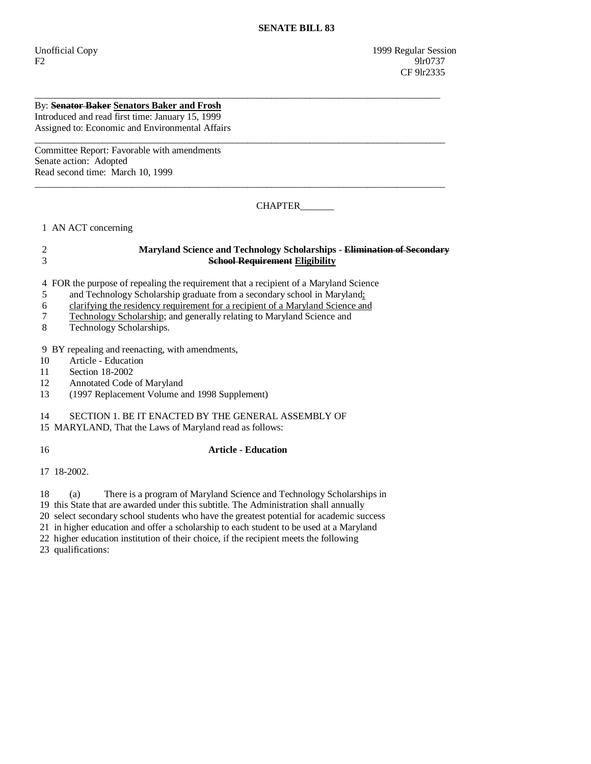**SENATE BILL 83**

Unofficial Copy
F2

1999 Regular Session
9lr0737
CF 9lr2335

---

By: ~~**Senator Baker**~~ <u>**Senators Baker and Frosh**</u>
Introduced and read first time: January 15, 1999
Assigned to: Economic and Environmental Affairs

---

Committee Report: Favorable with amendments
Senate action: Adopted
Read second time: March 10, 1999

---

CHAPTER_______

1 AN ACT concerning

2 **Maryland Science and Technology Scholarships -** ~~**Elimination of Secondary**~~
3 ~~**School Requirement**~~ <u>**Eligibility**</u>

4 FOR the purpose of repealing the requirement that a recipient of a Maryland Science
5 and Technology Scholarship graduate from a secondary school in Maryland<u>;</u>
6 <u>clarifying the residency requirement for a recipient of a Maryland Science and</u>
7 <u>Technology Scholarship</u>; and generally relating to Maryland Science and
8 Technology Scholarships.

9 BY repealing and reenacting, with amendments,
10 Article - Education
11 Section 18-2002
12 Annotated Code of Maryland
13 (1997 Replacement Volume and 1998 Supplement)

14 SECTION 1. BE IT ENACTED BY THE GENERAL ASSEMBLY OF
15 MARYLAND, That the Laws of Maryland read as follows:

16 **Article - Education**

17 18-2002.

18 (a) There is a program of Maryland Science and Technology Scholarships in
19 this State that are awarded under this subtitle. The Administration shall annually
20 select secondary school students who have the greatest potential for academic success
21 in higher education and offer a scholarship to each student to be used at a Maryland
22 higher education institution of their choice, if the recipient meets the following
23 qualifications: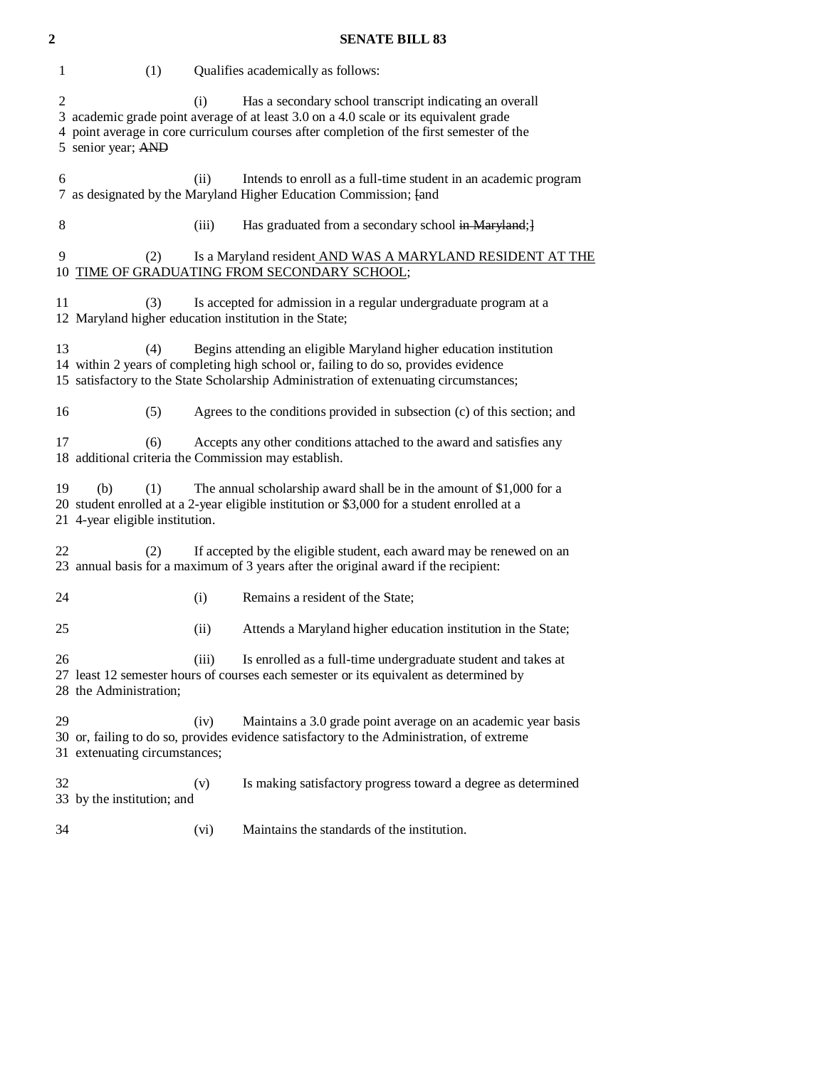(1) Qualifies academically as follows:

(i) Has a secondary school transcript indicating an overall academic grade point average of at least 3.0 on a 4.0 scale or its equivalent grade point average in core curriculum courses after completion of the first semester of the senior year; ~~AND~~

(ii) Intends to enroll as a full-time student in an academic program as designated by the Maryland Higher Education Commission; [and

(iii) Has graduated from a secondary school ~~in Maryland~~;]

(2) Is a Maryland resident AND WAS A MARYLAND RESIDENT AT THE TIME OF GRADUATING FROM SECONDARY SCHOOL;

(3) Is accepted for admission in a regular undergraduate program at a Maryland higher education institution in the State;

(4) Begins attending an eligible Maryland higher education institution within 2 years of completing high school or, failing to do so, provides evidence satisfactory to the State Scholarship Administration of extenuating circumstances;

(5) Agrees to the conditions provided in subsection (c) of this section; and

(6) Accepts any other conditions attached to the award and satisfies any additional criteria the Commission may establish.

(b) (1) The annual scholarship award shall be in the amount of $1,000 for a student enrolled at a 2-year eligible institution or $3,000 for a student enrolled at a 4-year eligible institution.

(2) If accepted by the eligible student, each award may be renewed on an annual basis for a maximum of 3 years after the original award if the recipient:

(i) Remains a resident of the State;

(ii) Attends a Maryland higher education institution in the State;

(iii) Is enrolled as a full-time undergraduate student and takes at least 12 semester hours of courses each semester or its equivalent as determined by the Administration;

(iv) Maintains a 3.0 grade point average on an academic year basis or, failing to do so, provides evidence satisfactory to the Administration, of extreme extenuating circumstances;

(v) Is making satisfactory progress toward a degree as determined by the institution; and

(vi) Maintains the standards of the institution.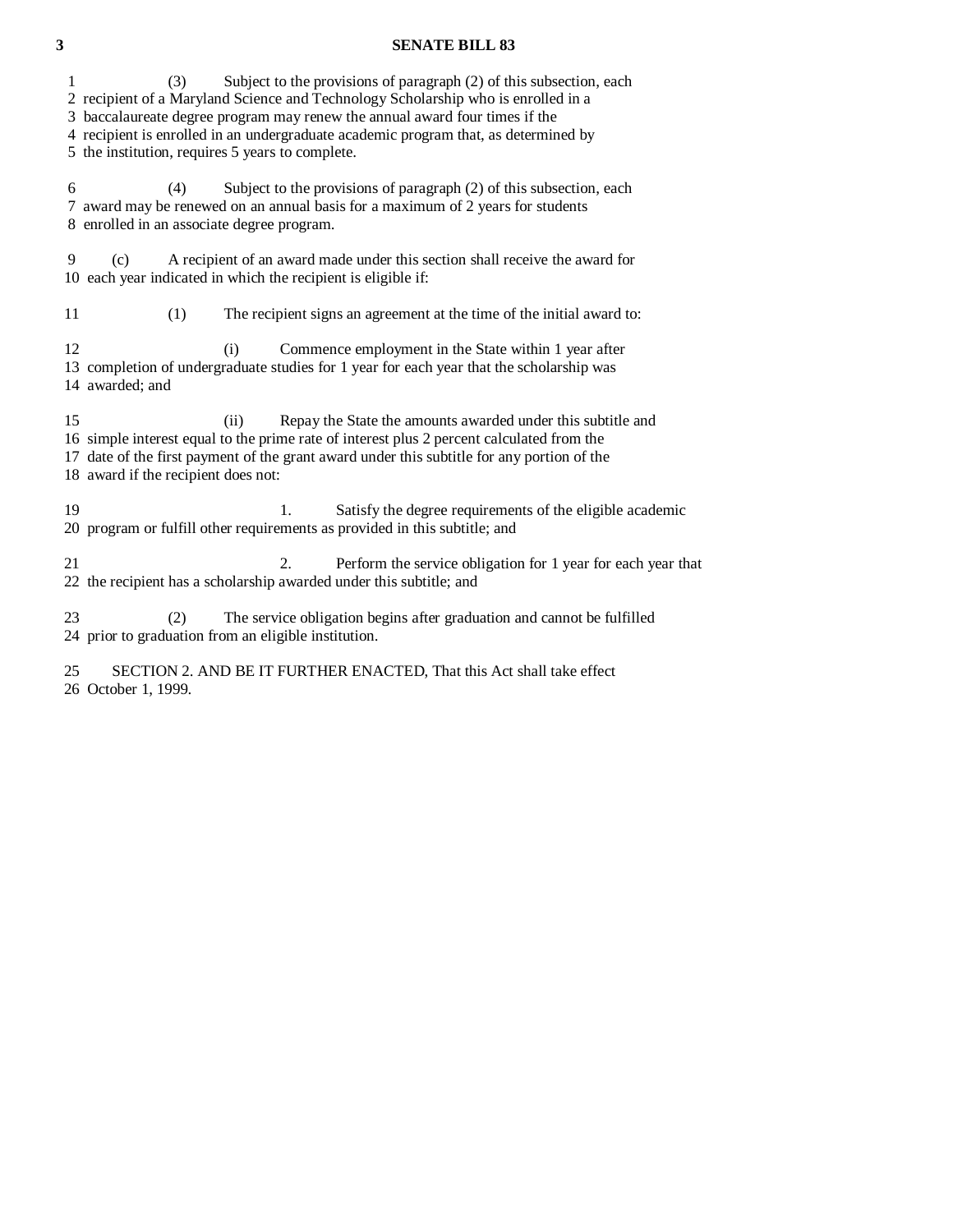(3) Subject to the provisions of paragraph (2) of this subsection, each recipient of a Maryland Science and Technology Scholarship who is enrolled in a baccalaureate degree program may renew the annual award four times if the recipient is enrolled in an undergraduate academic program that, as determined by the institution, requires 5 years to complete.

(4) Subject to the provisions of paragraph (2) of this subsection, each award may be renewed on an annual basis for a maximum of 2 years for students enrolled in an associate degree program.

(c) A recipient of an award made under this section shall receive the award for each year indicated in which the recipient is eligible if:

(1) The recipient signs an agreement at the time of the initial award to:

(i) Commence employment in the State within 1 year after completion of undergraduate studies for 1 year for each year that the scholarship was awarded; and

(ii) Repay the State the amounts awarded under this subtitle and simple interest equal to the prime rate of interest plus 2 percent calculated from the date of the first payment of the grant award under this subtitle for any portion of the award if the recipient does not:

1. Satisfy the degree requirements of the eligible academic program or fulfill other requirements as provided in this subtitle; and

2. Perform the service obligation for 1 year for each year that the recipient has a scholarship awarded under this subtitle; and

(2) The service obligation begins after graduation and cannot be fulfilled prior to graduation from an eligible institution.

SECTION 2. AND BE IT FURTHER ENACTED, That this Act shall take effect October 1, 1999.